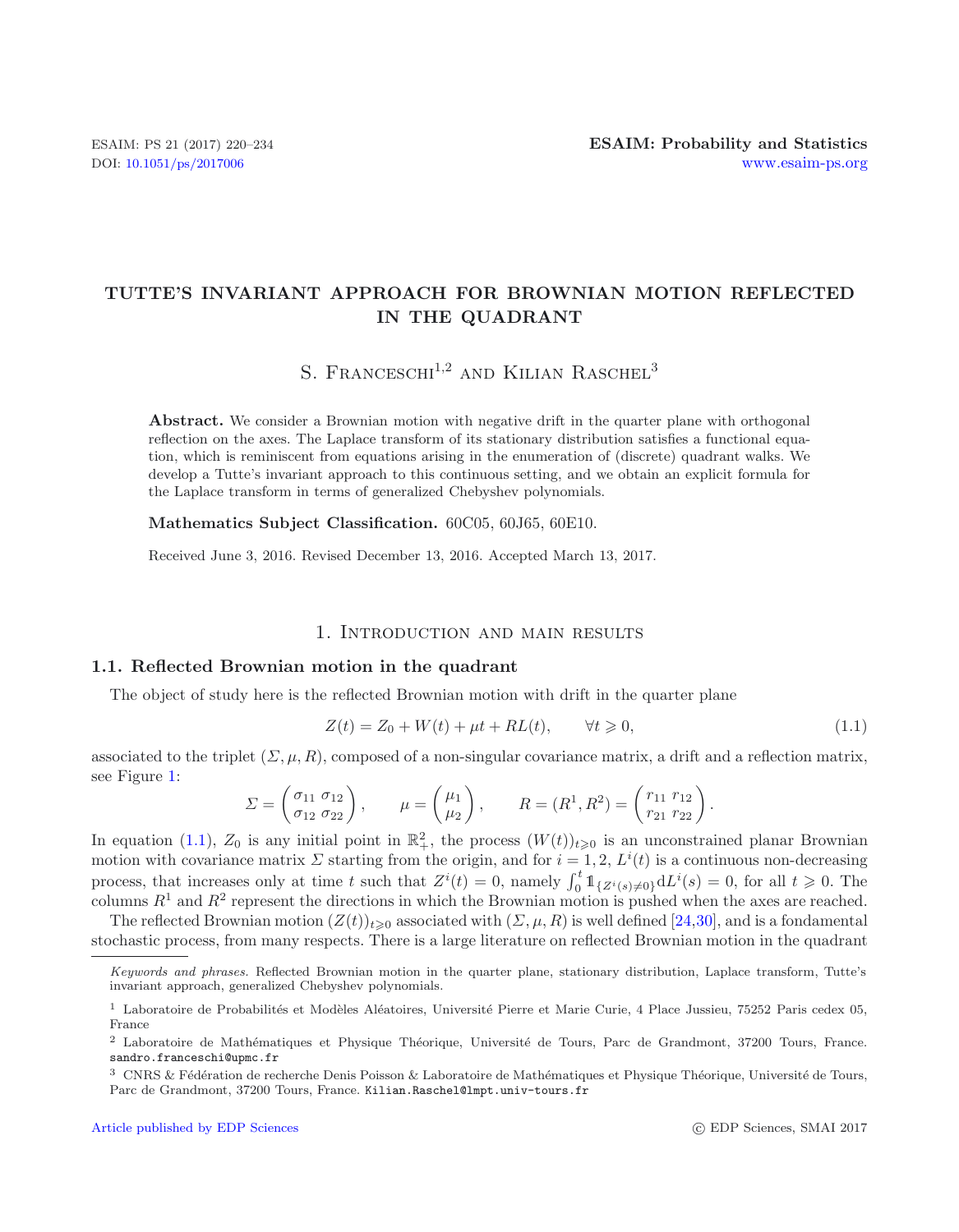# TUTTE'S INVARIANT APPROACH FOR BROWNIAN MOTION REFLECTED IN THE QUADRANT

S. Franceschi[1,2] and Kilian Raschel[3]

**Abstract.** We consider a Brownian motion with negative drift in the quarter plane with orthogonal reflection on the axes. The Laplace transform of its stationary distribution satisfies a functional equation, which is reminiscent from equations arising in the enumeration of (discrete) quadrant walks. We develop a Tutte's invariant approach to this continuous setting, and we obtain an explicit formula for the Laplace transform in terms of generalized Chebyshev polynomials.

**Mathematics Subject Classification.** 60C05, 60J65, 60E10.

Received June 3, 2016. Revised December 13, 2016. Accepted March 13, 2017.

## 1. Introduction and main results

### 1.1. Reflected Brownian motion in the quadrant

The object of study here is the reflected Brownian motion with drift in the quarter plane

$$Z(t) = Z_0 + W(t) + \mu t + RL(t), \qquad \forall t \geqslant 0, \tag{1.1}$$

associated to the triplet $(\Sigma, \mu, R)$, composed of a non-singular covariance matrix, a drift and a reflection matrix, see Figure 1:

$$\Sigma = \begin{pmatrix} \sigma_{11} & \sigma_{12} \\ \sigma_{12} & \sigma_{22} \end{pmatrix}, \qquad \mu = \begin{pmatrix} \mu_1 \\ \mu_2 \end{pmatrix}, \qquad R = (R^1, R^2) = \begin{pmatrix} r_{11} & r_{12} \\ r_{21} & r_{22} \end{pmatrix}.$$

In equation (1.1), $Z_0$ is any initial point in $\mathbb{R}_+^2$, the process $(W(t))_{t\geqslant 0}$ is an unconstrained planar Brownian motion with covariance matrix $\Sigma$ starting from the origin, and for $i = 1, 2$, $L^i(t)$ is a continuous non-decreasing process, that increases only at time $t$ such that $Z^i(t) = 0$, namely $\int_0^t \mathbb{1}_{\{Z^i(s)\neq 0\}} \mathrm{d}L^i(s) = 0$, for all $t \geqslant 0$. The columns $R^1$ and $R^2$ represent the directions in which the Brownian motion is pushed when the axes are reached.

The reflected Brownian motion $(Z(t))_{t\geqslant 0}$ associated with $(\Sigma, \mu, R)$ is well defined [24,30], and is a fondamental stochastic process, from many respects. There is a large literature on reflected Brownian motion in the quadrant

*Keywords and phrases.* Reflected Brownian motion in the quarter plane, stationary distribution, Laplace transform, Tutte's invariant approach, generalized Chebyshev polynomials.

[1] Laboratoire de Probabilités et Modèles Aléatoires, Université Pierre et Marie Curie, 4 Place Jussieu, 75252 Paris cedex 05, France

[2] Laboratoire de Mathématiques et Physique Théorique, Université de Tours, Parc de Grandmont, 37200 Tours, France. sandro.franceschi@upmc.fr

[3] CNRS & Fédération de recherche Denis Poisson & Laboratoire de Mathématiques et Physique Théorique, Université de Tours, Parc de Grandmont, 37200 Tours, France. Kilian.Raschel@lmpt.univ-tours.fr

Article published by EDP Sciences © EDP Sciences, SMAI 2017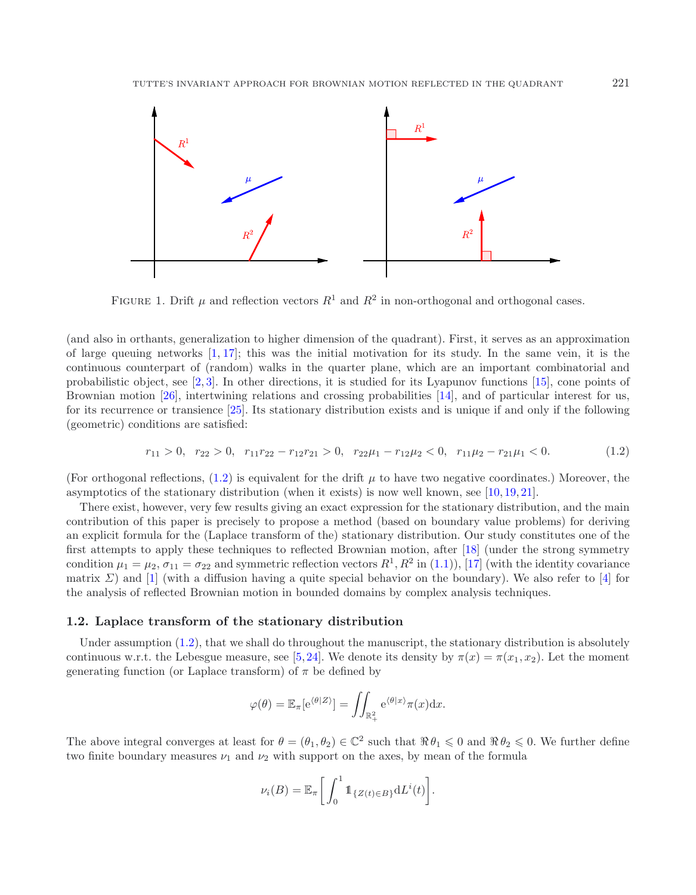FIGURE 1. Drift $\mu$ and reflection vectors $R^1$ and $R^2$ in non-orthogonal and orthogonal cases.

(and also in orthants, generalization to higher dimension of the quadrant). First, it serves as an approximation of large queuing networks [1, 17]; this was the initial motivation for its study. In the same vein, it is the continuous counterpart of (random) walks in the quarter plane, which are an important combinatorial and probabilistic object, see [2, 3]. In other directions, it is studied for its Lyapunov functions [15], cone points of Brownian motion [26], intertwining relations and crossing probabilities [14], and of particular interest for us, for its recurrence or transience [25]. Its stationary distribution exists and is unique if and only if the following (geometric) conditions are satisfied:

$$r_{11} > 0, \quad r_{22} > 0, \quad r_{11}r_{22} - r_{12}r_{21} > 0, \quad r_{22}\mu_1 - r_{12}\mu_2 < 0, \quad r_{11}\mu_2 - r_{21}\mu_1 < 0. \tag{1.2}$$

(For orthogonal reflections, (1.2) is equivalent for the drift $\mu$ to have two negative coordinates.) Moreover, the asymptotics of the stationary distribution (when it exists) is now well known, see [10, 19, 21].

There exist, however, very few results giving an exact expression for the stationary distribution, and the main contribution of this paper is precisely to propose a method (based on boundary value problems) for deriving an explicit formula for the (Laplace transform of the) stationary distribution. Our study constitutes one of the first attempts to apply these techniques to reflected Brownian motion, after [18] (under the strong symmetry condition $\mu_1 = \mu_2$, $\sigma_{11} = \sigma_{22}$ and symmetric reflection vectors $R^1, R^2$ in (1.1)), [17] (with the identity covariance matrix $\Sigma$) and [1] (with a diffusion having a quite special behavior on the boundary). We also refer to [4] for the analysis of reflected Brownian motion in bounded domains by complex analysis techniques.

### 1.2. Laplace transform of the stationary distribution

Under assumption (1.2), that we shall do throughout the manuscript, the stationary distribution is absolutely continuous w.r.t. the Lebesgue measure, see [5, 24]. We denote its density by $\pi(x) = \pi(x_1, x_2)$. Let the moment generating function (or Laplace transform) of $\pi$ be defined by

$$\varphi(\theta) = \mathbb{E}_\pi[\mathrm{e}^{\langle\theta|Z\rangle}] = \iint_{\mathbb{R}_+^2} \mathrm{e}^{\langle\theta|x\rangle}\pi(x)\mathrm{d}x.$$

The above integral converges at least for $\theta = (\theta_1, \theta_2) \in \mathbb{C}^2$ such that $\Re\,\theta_1 \leqslant 0$ and $\Re\,\theta_2 \leqslant 0$. We further define two finite boundary measures $\nu_1$ and $\nu_2$ with support on the axes, by mean of the formula

$$\nu_i(B) = \mathbb{E}_\pi\left[\int_0^1 \mathbb{1}_{\{Z(t)\in B\}}\mathrm{d}L^i(t)\right].$$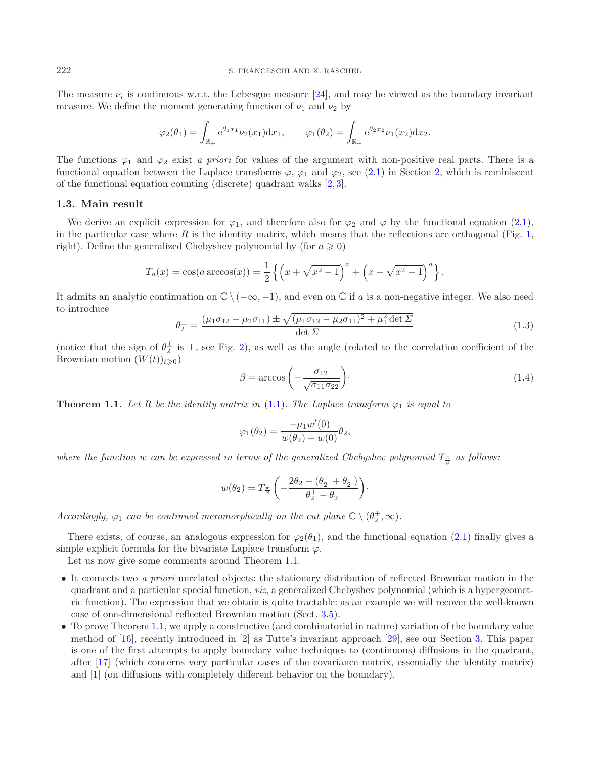The measure $\nu_i$ is continuous w.r.t. the Lebesgue measure [24], and may be viewed as the boundary invariant measure. We define the moment generating function of $\nu_1$ and $\nu_2$ by

$$\varphi_2(\theta_1) = \int_{\mathbb{R}_+} \mathrm{e}^{\theta_1 x_1} \nu_2(x_1) \mathrm{d}x_1, \qquad \varphi_1(\theta_2) = \int_{\mathbb{R}_+} \mathrm{e}^{\theta_2 x_2} \nu_1(x_2) \mathrm{d}x_2.$$

The functions $\varphi_1$ and $\varphi_2$ exist *a priori* for values of the argument with non-positive real parts. There is a functional equation between the Laplace transforms $\varphi$, $\varphi_1$ and $\varphi_2$, see (2.1) in Section 2, which is reminiscent of the functional equation counting (discrete) quadrant walks [2,3].

### 1.3. Main result

We derive an explicit expression for $\varphi_1$, and therefore also for $\varphi_2$ and $\varphi$ by the functional equation (2.1), in the particular case where $R$ is the identity matrix, which means that the reflections are orthogonal (Fig. 1, right). Define the generalized Chebyshev polynomial by (for $a \geqslant 0$)

$$T_a(x) = \cos(a \arccos(x)) = \frac{1}{2}\left\{ \left(x + \sqrt{x^2-1}\right)^a + \left(x - \sqrt{x^2-1}\right)^a \right\}.$$

It admits an analytic continuation on $\mathbb{C} \setminus (-\infty, -1)$, and even on $\mathbb{C}$ if $a$ is a non-negative integer. We also need to introduce

$$\theta_2^{\pm} = \frac{(\mu_1\sigma_{12} - \mu_2\sigma_{11}) \pm \sqrt{(\mu_1\sigma_{12} - \mu_2\sigma_{11})^2 + \mu_1^2 \det \Sigma}}{\det \Sigma} \tag{1.3}$$

(notice that the sign of $\theta_2^{\pm}$ is $\pm$, see Fig. 2), as well as the angle (related to the correlation coefficient of the Brownian motion $(W(t))_{t\geqslant 0}$)

$$\beta = \arccos\left(-\frac{\sigma_{12}}{\sqrt{\sigma_{11}\sigma_{22}}}\right). \tag{1.4}$$

**Theorem 1.1.** *Let $R$ be the identity matrix in (1.1). The Laplace transform $\varphi_1$ is equal to*

$$\varphi_1(\theta_2) = \frac{-\mu_1 w'(0)}{w(\theta_2) - w(0)} \theta_2,$$

*where the function $w$ can be expressed in terms of the generalized Chebyshev polynomial $T_{\frac{\pi}{\beta}}$ as follows:*

$$w(\theta_2) = T_{\frac{\pi}{\beta}}\left( -\frac{2\theta_2 - (\theta_2^+ + \theta_2^-)}{\theta_2^+ - \theta_2^-} \right).$$

*Accordingly, $\varphi_1$ can be continued meromorphically on the cut plane $\mathbb{C} \setminus (\theta_2^+, \infty)$.*

There exists, of course, an analogous expression for $\varphi_2(\theta_1)$, and the functional equation (2.1) finally gives a simple explicit formula for the bivariate Laplace transform $\varphi$.

Let us now give some comments around Theorem 1.1.

- It connects two *a priori* unrelated objects: the stationary distribution of reflected Brownian motion in the quadrant and a particular special function, *viz*, a generalized Chebyshev polynomial (which is a hypergeometric function). The expression that we obtain is quite tractable: as an example we will recover the well-known case of one-dimensional reflected Brownian motion (Sect. 3.5).
- To prove Theorem 1.1, we apply a constructive (and combinatorial in nature) variation of the boundary value method of [16], recently introduced in [2] as Tutte's invariant approach [29], see our Section 3. This paper is one of the first attempts to apply boundary value techniques to (continuous) diffusions in the quadrant, after [17] (which concerns very particular cases of the covariance matrix, essentially the identity matrix) and [1] (on diffusions with completely different behavior on the boundary).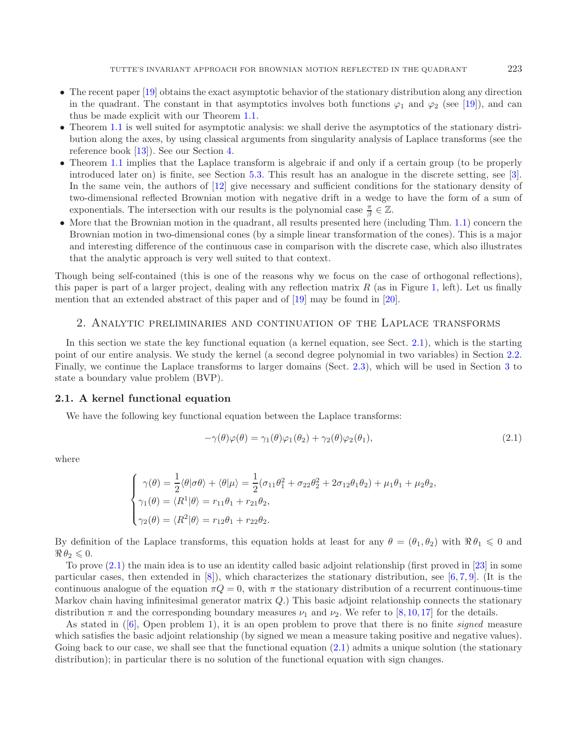- The recent paper [19] obtains the exact asymptotic behavior of the stationary distribution along any direction in the quadrant. The constant in that asymptotics involves both functions $\varphi_1$ and $\varphi_2$ (see [19]), and can thus be made explicit with our Theorem 1.1.
- Theorem 1.1 is well suited for asymptotic analysis: we shall derive the asymptotics of the stationary distribution along the axes, by using classical arguments from singularity analysis of Laplace transforms (see the reference book [13]). See our Section 4.
- Theorem 1.1 implies that the Laplace transform is algebraic if and only if a certain group (to be properly introduced later on) is finite, see Section 5.3. This result has an analogue in the discrete setting, see [3]. In the same vein, the authors of [12] give necessary and sufficient conditions for the stationary density of two-dimensional reflected Brownian motion with negative drift in a wedge to have the form of a sum of exponentials. The intersection with our results is the polynomial case $\frac{\pi}{\beta} \in \mathbb{Z}$.
- More that the Brownian motion in the quadrant, all results presented here (including Thm. 1.1) concern the Brownian motion in two-dimensional cones (by a simple linear transformation of the cones). This is a major and interesting difference of the continuous case in comparison with the discrete case, which also illustrates that the analytic approach is very well suited to that context.

Though being self-contained (this is one of the reasons why we focus on the case of orthogonal reflections), this paper is part of a larger project, dealing with any reflection matrix $R$ (as in Figure 1, left). Let us finally mention that an extended abstract of this paper and of [19] may be found in [20].

## 2. Analytic preliminaries and continuation of the Laplace transforms

In this section we state the key functional equation (a kernel equation, see Sect. 2.1), which is the starting point of our entire analysis. We study the kernel (a second degree polynomial in two variables) in Section 2.2. Finally, we continue the Laplace transforms to larger domains (Sect. 2.3), which will be used in Section 3 to state a boundary value problem (BVP).

### 2.1. A kernel functional equation

We have the following key functional equation between the Laplace transforms:

$$-\gamma(\theta)\varphi(\theta) = \gamma_1(\theta)\varphi_1(\theta_2) + \gamma_2(\theta)\varphi_2(\theta_1), \tag{2.1}$$

where

$$\begin{cases} \gamma(\theta) = \dfrac{1}{2}\langle\theta|\sigma\theta\rangle + \langle\theta|\mu\rangle = \dfrac{1}{2}(\sigma_{11}\theta_1^2 + \sigma_{22}\theta_2^2 + 2\sigma_{12}\theta_1\theta_2) + \mu_1\theta_1 + \mu_2\theta_2, \\ \gamma_1(\theta) = \langle R^1|\theta\rangle = r_{11}\theta_1 + r_{21}\theta_2, \\ \gamma_2(\theta) = \langle R^2|\theta\rangle = r_{12}\theta_1 + r_{22}\theta_2. \end{cases}$$

By definition of the Laplace transforms, this equation holds at least for any $\theta = (\theta_1, \theta_2)$ with $\Re\,\theta_1 \leqslant 0$ and $\Re\,\theta_2 \leqslant 0$.

To prove (2.1) the main idea is to use an identity called basic adjoint relationship (first proved in [23] in some particular cases, then extended in [8]), which characterizes the stationary distribution, see [6, 7, 9]. (It is the continuous analogue of the equation $\pi Q = 0$, with $\pi$ the stationary distribution of a recurrent continuous-time Markov chain having infinitesimal generator matrix $Q$.) This basic adjoint relationship connects the stationary distribution $\pi$ and the corresponding boundary measures $\nu_1$ and $\nu_2$. We refer to [8, 10, 17] for the details.

As stated in ([6], Open problem 1), it is an open problem to prove that there is no finite *signed* measure which satisfies the basic adjoint relationship (by signed we mean a measure taking positive and negative values). Going back to our case, we shall see that the functional equation (2.1) admits a unique solution (the stationary distribution); in particular there is no solution of the functional equation with sign changes.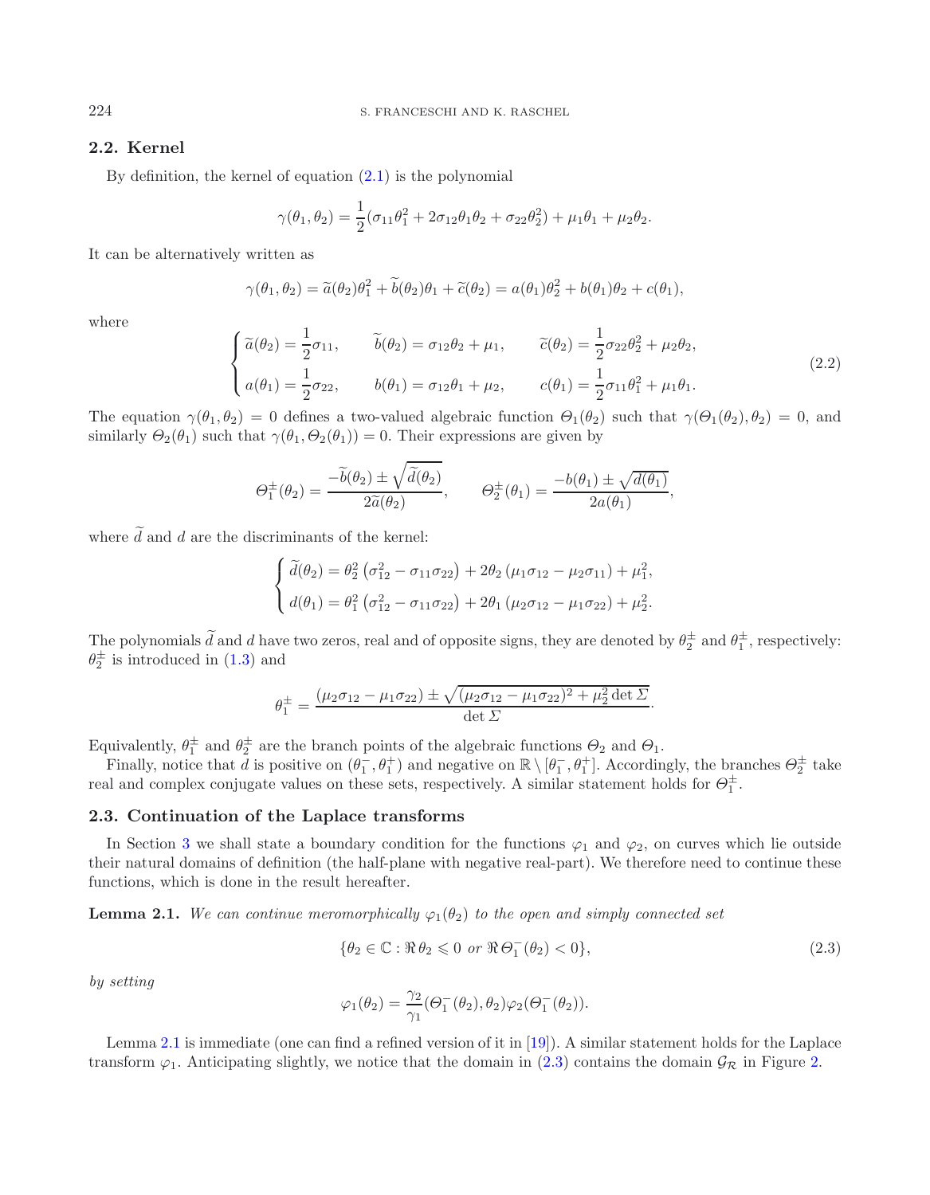### 2.2. Kernel

By definition, the kernel of equation (2.1) is the polynomial

$$\gamma(\theta_1,\theta_2) = \frac{1}{2}(\sigma_{11}\theta_1^2 + 2\sigma_{12}\theta_1\theta_2 + \sigma_{22}\theta_2^2) + \mu_1\theta_1 + \mu_2\theta_2.$$

It can be alternatively written as

$$\gamma(\theta_1,\theta_2) = \widetilde{a}(\theta_2)\theta_1^2 + \widetilde{b}(\theta_2)\theta_1 + \widetilde{c}(\theta_2) = a(\theta_1)\theta_2^2 + b(\theta_1)\theta_2 + c(\theta_1),$$

where

$$\begin{cases} \widetilde{a}(\theta_2) = \frac{1}{2}\sigma_{11}, & \widetilde{b}(\theta_2) = \sigma_{12}\theta_2 + \mu_1, & \widetilde{c}(\theta_2) = \frac{1}{2}\sigma_{22}\theta_2^2 + \mu_2\theta_2, \\ a(\theta_1) = \frac{1}{2}\sigma_{22}, & b(\theta_1) = \sigma_{12}\theta_1 + \mu_2, & c(\theta_1) = \frac{1}{2}\sigma_{11}\theta_1^2 + \mu_1\theta_1. \end{cases} \tag{2.2}$$

The equation $\gamma(\theta_1,\theta_2) = 0$ defines a two-valued algebraic function $\Theta_1(\theta_2)$ such that $\gamma(\Theta_1(\theta_2),\theta_2) = 0$, and similarly $\Theta_2(\theta_1)$ such that $\gamma(\theta_1,\Theta_2(\theta_1)) = 0$. Their expressions are given by

$$\Theta_1^{\pm}(\theta_2) = \frac{-\widetilde{b}(\theta_2) \pm \sqrt{\widetilde{d}(\theta_2)}}{2\widetilde{a}(\theta_2)}, \qquad \Theta_2^{\pm}(\theta_1) = \frac{-b(\theta_1) \pm \sqrt{d(\theta_1)}}{2a(\theta_1)},$$

where $\widetilde{d}$ and $d$ are the discriminants of the kernel:

$$\begin{cases} \widetilde{d}(\theta_2) = \theta_2^2\left(\sigma_{12}^2 - \sigma_{11}\sigma_{22}\right) + 2\theta_2\left(\mu_1\sigma_{12} - \mu_2\sigma_{11}\right) + \mu_1^2, \\ d(\theta_1) = \theta_1^2\left(\sigma_{12}^2 - \sigma_{11}\sigma_{22}\right) + 2\theta_1\left(\mu_2\sigma_{12} - \mu_1\sigma_{22}\right) + \mu_2^2. \end{cases}$$

The polynomials $\widetilde{d}$ and $d$ have two zeros, real and of opposite signs, they are denoted by $\theta_2^{\pm}$ and $\theta_1^{\pm}$, respectively: $\theta_2^{\pm}$ is introduced in (1.3) and

$$\theta_1^{\pm} = \frac{(\mu_2\sigma_{12} - \mu_1\sigma_{22}) \pm \sqrt{(\mu_2\sigma_{12} - \mu_1\sigma_{22})^2 + \mu_2^2 \det\Sigma}}{\det\Sigma}.$$

Equivalently, $\theta_1^{\pm}$ and $\theta_2^{\pm}$ are the branch points of the algebraic functions $\Theta_2$ and $\Theta_1$.

Finally, notice that $d$ is positive on $(\theta_1^-,\theta_1^+)$ and negative on $\mathbb{R}\setminus[\theta_1^-,\theta_1^+]$. Accordingly, the branches $\Theta_2^{\pm}$ take real and complex conjugate values on these sets, respectively. A similar statement holds for $\Theta_1^{\pm}$.

### 2.3. Continuation of the Laplace transforms

In Section 3 we shall state a boundary condition for the functions $\varphi_1$ and $\varphi_2$, on curves which lie outside their natural domains of definition (the half-plane with negative real-part). We therefore need to continue these functions, which is done in the result hereafter.

**Lemma 2.1.** *We can continue meromorphically $\varphi_1(\theta_2)$ to the open and simply connected set*

$$\{\theta_2 \in \mathbb{C} : \Re\,\theta_2 \leqslant 0 \text{ or } \Re\,\Theta_1^-(\theta_2) < 0\}, \tag{2.3}$$

*by setting*

$$\varphi_1(\theta_2) = \frac{\gamma_2}{\gamma_1}(\Theta_1^-(\theta_2),\theta_2)\varphi_2(\Theta_1^-(\theta_2)).$$

Lemma 2.1 is immediate (one can find a refined version of it in [19]). A similar statement holds for the Laplace transform $\varphi_1$. Anticipating slightly, we notice that the domain in (2.3) contains the domain $\mathcal{G}_{\mathcal{R}}$ in Figure 2.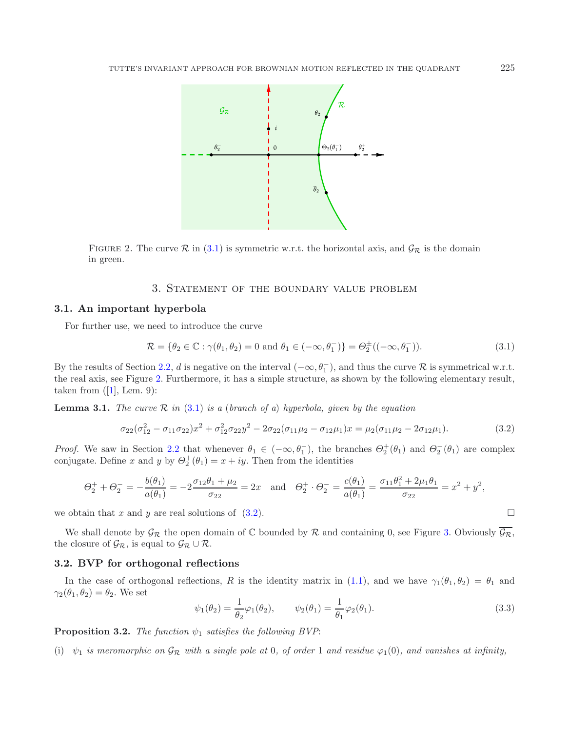FIGURE 2. The curve $\mathcal{R}$ in (3.1) is symmetric w.r.t. the horizontal axis, and $\mathcal{G}_\mathcal{R}$ is the domain in green.

## 3. Statement of the boundary value problem

### 3.1. An important hyperbola

For further use, we need to introduce the curve

$$\mathcal{R} = \{\theta_2 \in \mathbb{C} : \gamma(\theta_1, \theta_2) = 0 \text{ and } \theta_1 \in (-\infty, \theta_1^-)\} = \Theta_2^{\pm}((-\infty, \theta_1^-)). \tag{3.1}$$

By the results of Section 2.2, $d$ is negative on the interval $(-\infty, \theta_1^-)$, and thus the curve $\mathcal{R}$ is symmetrical w.r.t. the real axis, see Figure 2. Furthermore, it has a simple structure, as shown by the following elementary result, taken from ([1], Lem. 9):

**Lemma 3.1.** *The curve $\mathcal{R}$ in (3.1) is a (branch of a) hyperbola, given by the equation*

$$\sigma_{22}(\sigma_{12}^2 - \sigma_{11}\sigma_{22})x^2 + \sigma_{12}^2\sigma_{22}y^2 - 2\sigma_{22}(\sigma_{11}\mu_2 - \sigma_{12}\mu_1)x = \mu_2(\sigma_{11}\mu_2 - 2\sigma_{12}\mu_1). \tag{3.2}$$

*Proof.* We saw in Section 2.2 that whenever $\theta_1 \in (-\infty, \theta_1^-)$, the branches $\Theta_2^+(\theta_1)$ and $\Theta_2^-(\theta_1)$ are complex conjugate. Define $x$ and $y$ by $\Theta_2^+(\theta_1) = x + iy$. Then from the identities

$$\Theta_2^+ + \Theta_2^- = -\frac{b(\theta_1)}{a(\theta_1)} = -2\frac{\sigma_{12}\theta_1 + \mu_2}{\sigma_{22}} = 2x \quad \text{and} \quad \Theta_2^+ \cdot \Theta_2^- = \frac{c(\theta_1)}{a(\theta_1)} = \frac{\sigma_{11}\theta_1^2 + 2\mu_1\theta_1}{\sigma_{22}} = x^2 + y^2,$$

we obtain that $x$ and $y$ are real solutions of (3.2). $\square$

We shall denote by $\mathcal{G}_\mathcal{R}$ the open domain of $\mathbb{C}$ bounded by $\mathcal{R}$ and containing 0, see Figure 3. Obviously $\overline{\mathcal{G}_\mathcal{R}}$, the closure of $\mathcal{G}_\mathcal{R}$, is equal to $\mathcal{G}_\mathcal{R} \cup \mathcal{R}$.

### 3.2. BVP for orthogonal reflections

In the case of orthogonal reflections, $R$ is the identity matrix in (1.1), and we have $\gamma_1(\theta_1, \theta_2) = \theta_1$ and $\gamma_2(\theta_1, \theta_2) = \theta_2$. We set

$$\psi_1(\theta_2) = \frac{1}{\theta_2}\varphi_1(\theta_2), \qquad \psi_2(\theta_1) = \frac{1}{\theta_1}\varphi_2(\theta_1). \tag{3.3}$$

**Proposition 3.2.** *The function $\psi_1$ satisfies the following BVP:*

(i) *$\psi_1$ is meromorphic on $\mathcal{G}_\mathcal{R}$ with a single pole at 0, of order 1 and residue $\varphi_1(0)$, and vanishes at infinity,*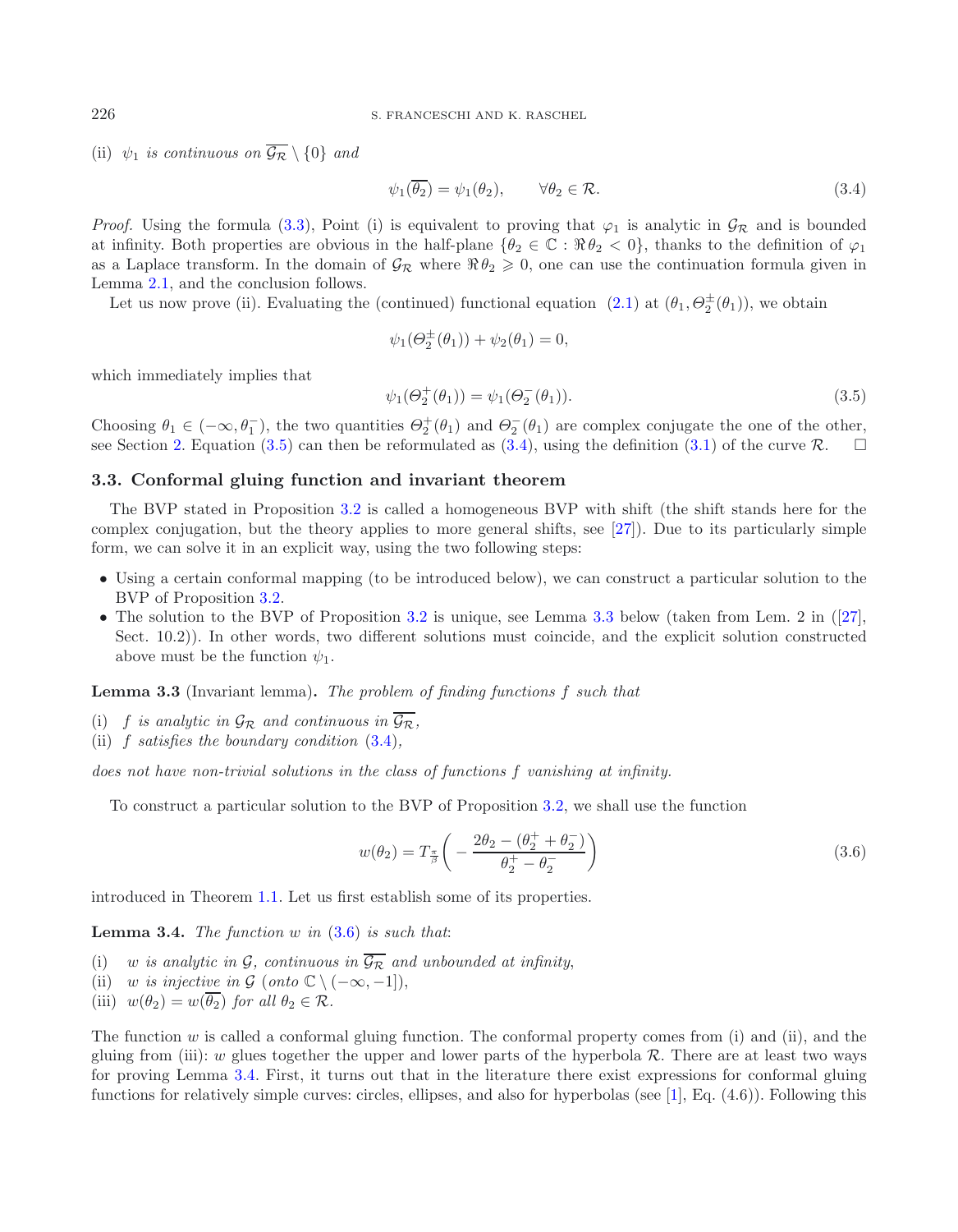(ii) $\psi_1$ *is continuous on* $\overline{\mathcal{G}_\mathcal{R}} \setminus \{0\}$ *and*

$$\psi_1(\overline{\theta_2}) = \psi_1(\theta_2), \qquad \forall \theta_2 \in \mathcal{R}. \tag{3.4}$$

*Proof.* Using the formula (3.3), Point (i) is equivalent to proving that $\varphi_1$ is analytic in $\mathcal{G}_\mathcal{R}$ and is bounded at infinity. Both properties are obvious in the half-plane $\{\theta_2 \in \mathbb{C} : \Re\theta_2 < 0\}$, thanks to the definition of $\varphi_1$ as a Laplace transform. In the domain of $\mathcal{G}_\mathcal{R}$ where $\Re\theta_2 \geqslant 0$, one can use the continuation formula given in Lemma 2.1, and the conclusion follows.

Let us now prove (ii). Evaluating the (continued) functional equation (2.1) at $(\theta_1, \Theta_2^\pm(\theta_1))$, we obtain

$$\psi_1(\Theta_2^\pm(\theta_1)) + \psi_2(\theta_1) = 0,$$

which immediately implies that

$$\psi_1(\Theta_2^+(\theta_1)) = \psi_1(\Theta_2^-(\theta_1)). \tag{3.5}$$

Choosing $\theta_1 \in (-\infty, \theta_1^-)$, the two quantities $\Theta_2^+(\theta_1)$ and $\Theta_2^-(\theta_1)$ are complex conjugate the one of the other, see Section 2. Equation (3.5) can then be reformulated as (3.4), using the definition (3.1) of the curve $\mathcal{R}$. $\square$

### 3.3. Conformal gluing function and invariant theorem

The BVP stated in Proposition 3.2 is called a homogeneous BVP with shift (the shift stands here for the complex conjugation, but the theory applies to more general shifts, see [27]). Due to its particularly simple form, we can solve it in an explicit way, using the two following steps:

- Using a certain conformal mapping (to be introduced below), we can construct a particular solution to the BVP of Proposition 3.2.
- The solution to the BVP of Proposition 3.2 is unique, see Lemma 3.3 below (taken from Lem. 2 in ([27], Sect. 10.2)). In other words, two different solutions must coincide, and the explicit solution constructed above must be the function $\psi_1$.

**Lemma 3.3** (Invariant lemma)**.** *The problem of finding functions $f$ such that*

(i) *$f$ is analytic in $\mathcal{G}_\mathcal{R}$ and continuous in $\overline{\mathcal{G}_\mathcal{R}}$,*
(ii) *$f$ satisfies the boundary condition (3.4),*

*does not have non-trivial solutions in the class of functions $f$ vanishing at infinity.*

To construct a particular solution to the BVP of Proposition 3.2, we shall use the function

$$w(\theta_2) = T_{\frac{\pi}{\beta}}\left(-\frac{2\theta_2 - (\theta_2^+ + \theta_2^-)}{\theta_2^+ - \theta_2^-}\right) \tag{3.6}$$

introduced in Theorem 1.1. Let us first establish some of its properties.

**Lemma 3.4.** *The function $w$ in (3.6) is such that*:

(i) *$w$ is analytic in $\mathcal{G}$, continuous in $\overline{\mathcal{G}_\mathcal{R}}$ and unbounded at infinity,*
(ii) *$w$ is injective in $\mathcal{G}$ (onto $\mathbb{C} \setminus (-\infty, -1]$),*
(iii) *$w(\theta_2) = w(\overline{\theta_2})$ for all $\theta_2 \in \mathcal{R}$.*

The function $w$ is called a conformal gluing function. The conformal property comes from (i) and (ii), and the gluing from (iii): $w$ glues together the upper and lower parts of the hyperbola $\mathcal{R}$. There are at least two ways for proving Lemma 3.4. First, it turns out that in the literature there exist expressions for conformal gluing functions for relatively simple curves: circles, ellipses, and also for hyperbolas (see [1], Eq. (4.6)). Following this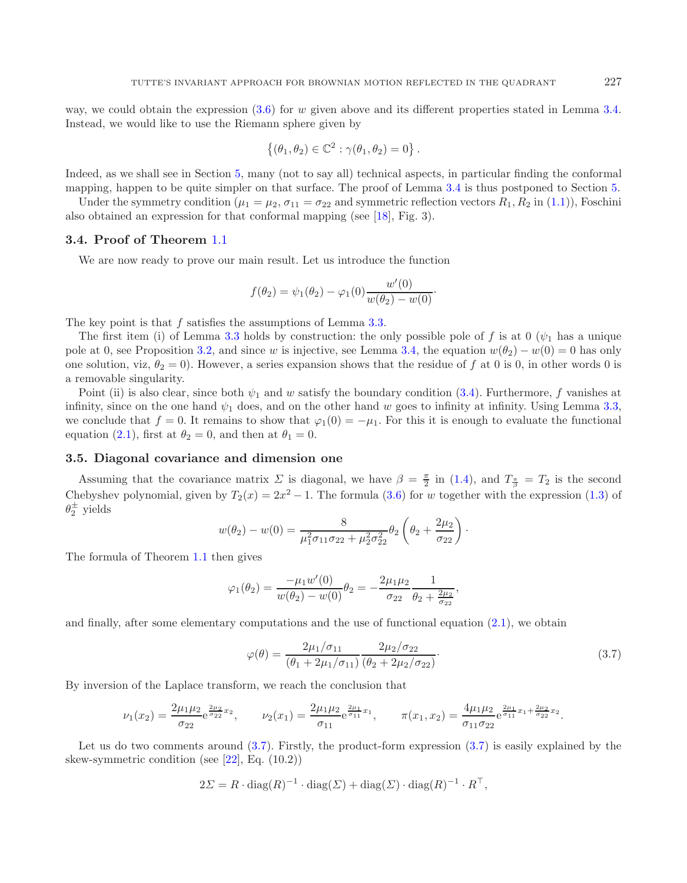way, we could obtain the expression (3.6) for $w$ given above and its different properties stated in Lemma 3.4. Instead, we would like to use the Riemann sphere given by

$$\left\{(\theta_1, \theta_2) \in \mathbb{C}^2 : \gamma(\theta_1, \theta_2) = 0\right\}.$$

Indeed, as we shall see in Section 5, many (not to say all) technical aspects, in particular finding the conformal mapping, happen to be quite simpler on that surface. The proof of Lemma 3.4 is thus postponed to Section 5.

Under the symmetry condition ($\mu_1 = \mu_2$, $\sigma_{11} = \sigma_{22}$ and symmetric reflection vectors $R_1, R_2$ in (1.1)), Foschini also obtained an expression for that conformal mapping (see [18], Fig. 3).

### 3.4. Proof of Theorem 1.1

We are now ready to prove our main result. Let us introduce the function

$$f(\theta_2) = \psi_1(\theta_2) - \varphi_1(0)\frac{w'(0)}{w(\theta_2) - w(0)}\cdot$$

The key point is that $f$ satisfies the assumptions of Lemma 3.3.

The first item (i) of Lemma 3.3 holds by construction: the only possible pole of $f$ is at 0 ($\psi_1$ has a unique pole at 0, see Proposition 3.2, and since $w$ is injective, see Lemma 3.4, the equation $w(\theta_2) - w(0) = 0$ has only one solution, viz, $\theta_2 = 0$). However, a series expansion shows that the residue of $f$ at 0 is 0, in other words 0 is a removable singularity.

Point (ii) is also clear, since both $\psi_1$ and $w$ satisfy the boundary condition (3.4). Furthermore, $f$ vanishes at infinity, since on the one hand $\psi_1$ does, and on the other hand $w$ goes to infinity at infinity. Using Lemma 3.3, we conclude that $f = 0$. It remains to show that $\varphi_1(0) = -\mu_1$. For this it is enough to evaluate the functional equation (2.1), first at $\theta_2 = 0$, and then at $\theta_1 = 0$.

### 3.5. Diagonal covariance and dimension one

Assuming that the covariance matrix $\Sigma$ is diagonal, we have $\beta = \frac{\pi}{2}$ in (1.4), and $T_{\frac{\pi}{\beta}} = T_2$ is the second Chebyshev polynomial, given by $T_2(x) = 2x^2 - 1$. The formula (3.6) for $w$ together with the expression (1.3) of $\theta_2^{\pm}$ yields

$$w(\theta_2) - w(0) = \frac{8}{\mu_1^2\sigma_{11}\sigma_{22} + \mu_2^2\sigma_{22}^2}\theta_2\left(\theta_2 + \frac{2\mu_2}{\sigma_{22}}\right)\cdot$$

The formula of Theorem 1.1 then gives

$$\varphi_1(\theta_2) = \frac{-\mu_1 w'(0)}{w(\theta_2) - w(0)}\theta_2 = -\frac{2\mu_1\mu_2}{\sigma_{22}}\frac{1}{\theta_2 + \frac{2\mu_2}{\sigma_{22}}},$$

and finally, after some elementary computations and the use of functional equation (2.1), we obtain

$$\varphi(\theta) = \frac{2\mu_1/\sigma_{11}}{(\theta_1 + 2\mu_1/\sigma_{11})}\frac{2\mu_2/\sigma_{22}}{(\theta_2 + 2\mu_2/\sigma_{22})}\cdot \tag{3.7}$$

By inversion of the Laplace transform, we reach the conclusion that

$$\nu_1(x_2) = \frac{2\mu_1\mu_2}{\sigma_{22}}\mathrm{e}^{\frac{2\mu_2}{\sigma_{22}}x_2}, \qquad \nu_2(x_1) = \frac{2\mu_1\mu_2}{\sigma_{11}}\mathrm{e}^{\frac{2\mu_1}{\sigma_{11}}x_1}, \qquad \pi(x_1, x_2) = \frac{4\mu_1\mu_2}{\sigma_{11}\sigma_{22}}\mathrm{e}^{\frac{2\mu_1}{\sigma_{11}}x_1 + \frac{2\mu_2}{\sigma_{22}}x_2}.$$

Let us do two comments around (3.7). Firstly, the product-form expression (3.7) is easily explained by the skew-symmetric condition (see [22], Eq. (10.2))

$$2\Sigma = R \cdot \operatorname{diag}(R)^{-1} \cdot \operatorname{diag}(\Sigma) + \operatorname{diag}(\Sigma) \cdot \operatorname{diag}(R)^{-1} \cdot R^{\top},$$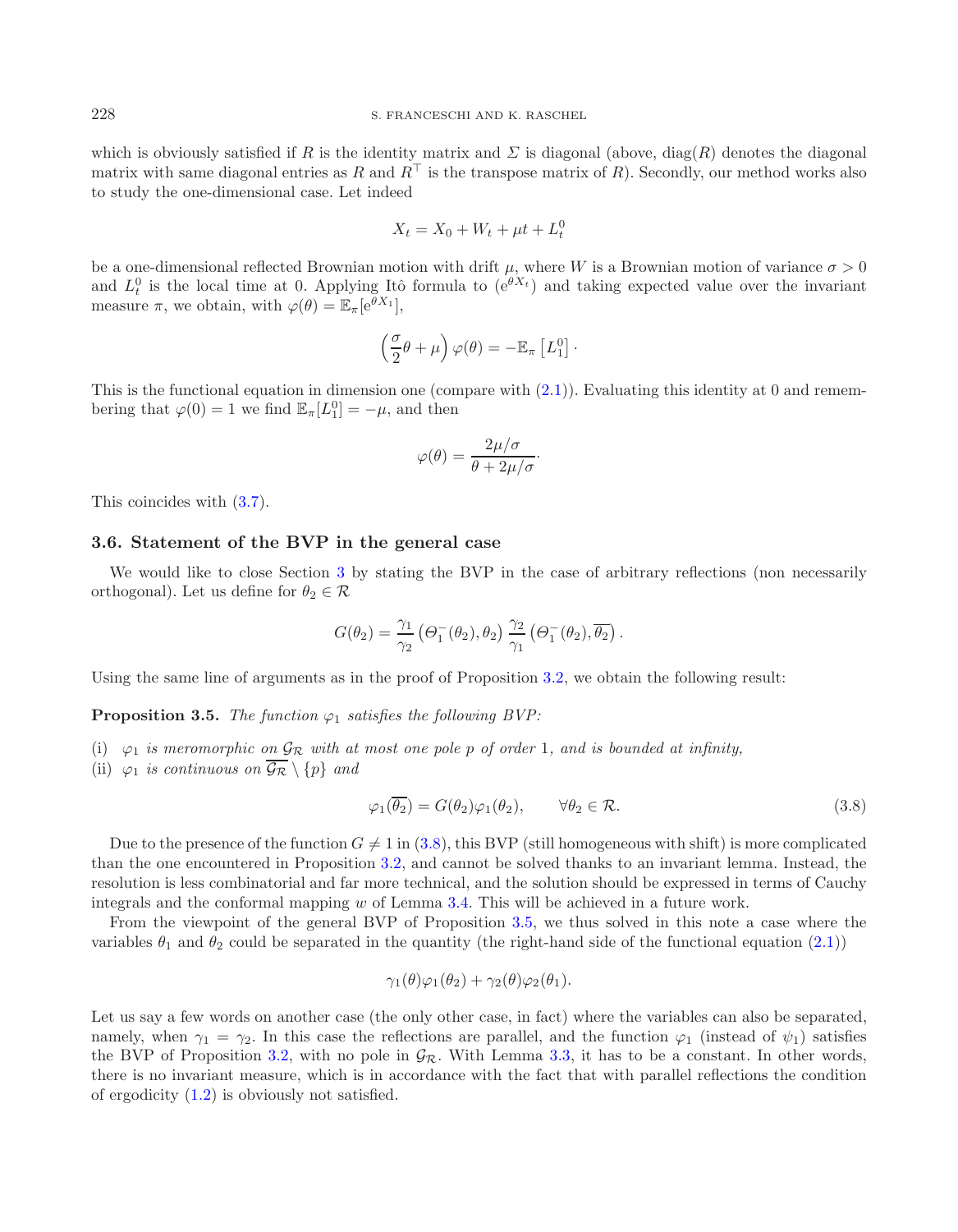which is obviously satisfied if $R$ is the identity matrix and $\Sigma$ is diagonal (above, $\mathrm{diag}(R)$ denotes the diagonal matrix with same diagonal entries as $R$ and $R^\top$ is the transpose matrix of $R$). Secondly, our method works also to study the one-dimensional case. Let indeed

$$X_t = X_0 + W_t + \mu t + L_t^0$$

be a one-dimensional reflected Brownian motion with drift $\mu$, where $W$ is a Brownian motion of variance $\sigma > 0$ and $L_t^0$ is the local time at 0. Applying Itô formula to $(\mathrm{e}^{\theta X_t})$ and taking expected value over the invariant measure $\pi$, we obtain, with $\varphi(\theta) = \mathbb{E}_\pi[\mathrm{e}^{\theta X_1}]$,

$$\left(\frac{\sigma}{2}\theta + \mu\right)\varphi(\theta) = -\mathbb{E}_\pi\left[L_1^0\right].$$

This is the functional equation in dimension one (compare with (2.1)). Evaluating this identity at 0 and remembering that $\varphi(0) = 1$ we find $\mathbb{E}_\pi[L_1^0] = -\mu$, and then

$$\varphi(\theta) = \frac{2\mu/\sigma}{\theta + 2\mu/\sigma}\cdot$$

This coincides with (3.7).

### 3.6. Statement of the BVP in the general case

We would like to close Section 3 by stating the BVP in the case of arbitrary reflections (non necessarily orthogonal). Let us define for $\theta_2 \in \mathcal{R}$

$$G(\theta_2) = \frac{\gamma_1}{\gamma_2}\left(\Theta_1^-(\theta_2), \theta_2\right)\frac{\gamma_2}{\gamma_1}\left(\Theta_1^-(\theta_2), \overline{\theta_2}\right).$$

Using the same line of arguments as in the proof of Proposition 3.2, we obtain the following result:

**Proposition 3.5.** *The function $\varphi_1$ satisfies the following BVP:*

(i) *$\varphi_1$ is meromorphic on $\mathcal{G}_\mathcal{R}$ with at most one pole $p$ of order 1, and is bounded at infinity,*
(ii) *$\varphi_1$ is continuous on $\overline{\mathcal{G}_\mathcal{R}} \setminus \{p\}$ and*

$$\varphi_1(\overline{\theta_2}) = G(\theta_2)\varphi_1(\theta_2), \qquad \forall \theta_2 \in \mathcal{R}. \tag{3.8}$$

Due to the presence of the function $G \neq 1$ in (3.8), this BVP (still homogeneous with shift) is more complicated than the one encountered in Proposition 3.2, and cannot be solved thanks to an invariant lemma. Instead, the resolution is less combinatorial and far more technical, and the solution should be expressed in terms of Cauchy integrals and the conformal mapping $w$ of Lemma 3.4. This will be achieved in a future work.

From the viewpoint of the general BVP of Proposition 3.5, we thus solved in this note a case where the variables $\theta_1$ and $\theta_2$ could be separated in the quantity (the right-hand side of the functional equation (2.1))

$$\gamma_1(\theta)\varphi_1(\theta_2) + \gamma_2(\theta)\varphi_2(\theta_1).$$

Let us say a few words on another case (the only other case, in fact) where the variables can also be separated, namely, when $\gamma_1 = \gamma_2$. In this case the reflections are parallel, and the function $\varphi_1$ (instead of $\psi_1$) satisfies the BVP of Proposition 3.2, with no pole in $\mathcal{G}_\mathcal{R}$. With Lemma 3.3, it has to be a constant. In other words, there is no invariant measure, which is in accordance with the fact that with parallel reflections the condition of ergodicity (1.2) is obviously not satisfied.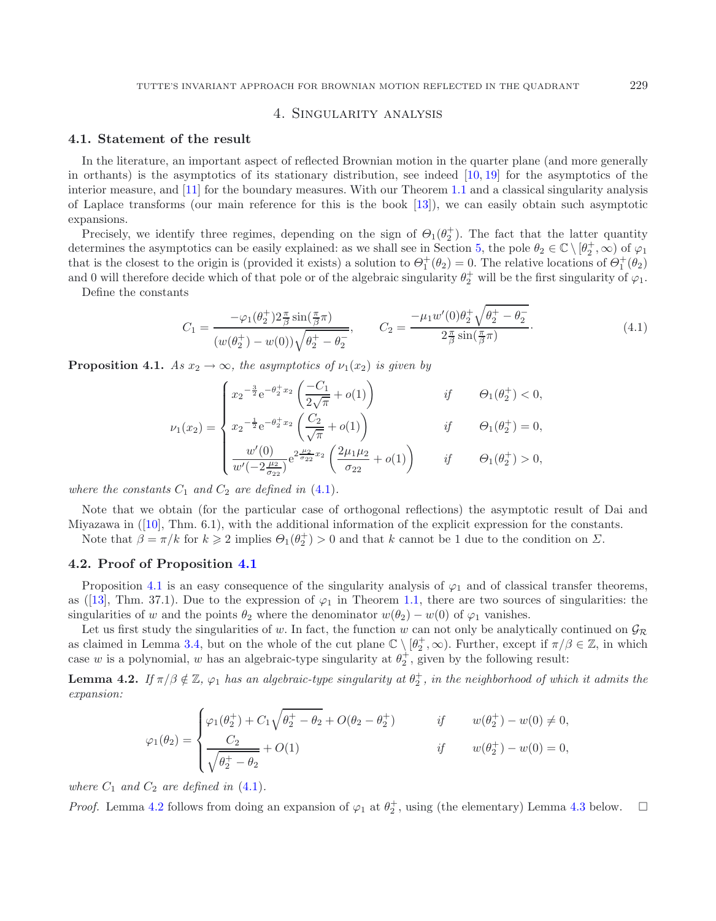## 4. Singularity analysis

### 4.1. Statement of the result

In the literature, an important aspect of reflected Brownian motion in the quarter plane (and more generally in orthants) is the asymptotics of its stationary distribution, see indeed [10, 19] for the asymptotics of the interior measure, and [11] for the boundary measures. With our Theorem 1.1 and a classical singularity analysis of Laplace transforms (our main reference for this is the book [13]), we can easily obtain such asymptotic expansions.

Precisely, we identify three regimes, depending on the sign of $\Theta_1(\theta_2^+)$. The fact that the latter quantity determines the asymptotics can be easily explained: as we shall see in Section 5, the pole $\theta_2 \in \mathbb{C} \setminus [\theta_2^+, \infty)$ of $\varphi_1$ that is the closest to the origin is (provided it exists) a solution to $\Theta_1^+(\theta_2) = 0$. The relative locations of $\Theta_1^+(\theta_2)$ and 0 will therefore decide which of that pole or of the algebraic singularity $\theta_2^+$ will be the first singularity of $\varphi_1$.

Define the constants

$$C_1 = \frac{-\varphi_1(\theta_2^+) 2\frac{\pi}{\beta}\sin(\frac{\pi}{\beta}\pi)}{(w(\theta_2^+) - w(0))\sqrt{\theta_2^+ - \theta_2^-}}, \qquad C_2 = \frac{-\mu_1 w'(0)\theta_2^+\sqrt{\theta_2^+ - \theta_2^-}}{2\frac{\pi}{\beta}\sin(\frac{\pi}{\beta}\pi)}. \tag{4.1}$$

**Proposition 4.1.** *As $x_2 \to \infty$, the asymptotics of $\nu_1(x_2)$ is given by*

$$\nu_1(x_2) = \begin{cases} x_2^{-\frac{3}{2}} \mathrm{e}^{-\theta_2^+ x_2}\left(\dfrac{-C_1}{2\sqrt{\pi}} + o(1)\right) & \text{if} \quad \Theta_1(\theta_2^+) < 0, \\ x_2^{-\frac{1}{2}} \mathrm{e}^{-\theta_2^+ x_2}\left(\dfrac{C_2}{\sqrt{\pi}} + o(1)\right) & \text{if} \quad \Theta_1(\theta_2^+) = 0, \\ \dfrac{w'(0)}{w'(-2\frac{\mu_2}{\sigma_{22}})} \mathrm{e}^{2\frac{\mu_2}{\sigma_{22}}x_2}\left(\dfrac{2\mu_1\mu_2}{\sigma_{22}} + o(1)\right) & \text{if} \quad \Theta_1(\theta_2^+) > 0, \end{cases}$$

*where the constants $C_1$ and $C_2$ are defined in (4.1).*

Note that we obtain (for the particular case of orthogonal reflections) the asymptotic result of Dai and Miyazawa in ([10], Thm. 6.1), with the additional information of the explicit expression for the constants.

Note that $\beta = \pi/k$ for $k \geqslant 2$ implies $\Theta_1(\theta_2^+) > 0$ and that $k$ cannot be 1 due to the condition on $\Sigma$.

### 4.2. Proof of Proposition 4.1

Proposition 4.1 is an easy consequence of the singularity analysis of $\varphi_1$ and of classical transfer theorems, as ([13], Thm. 37.1). Due to the expression of $\varphi_1$ in Theorem 1.1, there are two sources of singularities: the singularities of $w$ and the points $\theta_2$ where the denominator $w(\theta_2) - w(0)$ of $\varphi_1$ vanishes.

Let us first study the singularities of $w$. In fact, the function $w$ can not only be analytically continued on $\mathcal{G}_\mathcal{R}$ as claimed in Lemma 3.4, but on the whole of the cut plane $\mathbb{C} \setminus [\theta_2^+, \infty)$. Further, except if $\pi/\beta \in \mathbb{Z}$, in which case $w$ is a polynomial, $w$ has an algebraic-type singularity at $\theta_2^+$, given by the following result:

**Lemma 4.2.** *If $\pi/\beta \notin \mathbb{Z}$, $\varphi_1$ has an algebraic-type singularity at $\theta_2^+$, in the neighborhood of which it admits the expansion:*

$$\varphi_1(\theta_2) = \begin{cases} \varphi_1(\theta_2^+) + C_1\sqrt{\theta_2^+ - \theta_2} + O(\theta_2 - \theta_2^+) & \text{if} \quad w(\theta_2^+) - w(0) \neq 0, \\ \dfrac{C_2}{\sqrt{\theta_2^+ - \theta_2}} + O(1) & \text{if} \quad w(\theta_2^+) - w(0) = 0, \end{cases}$$

*where $C_1$ and $C_2$ are defined in (4.1).*

*Proof.* Lemma 4.2 follows from doing an expansion of $\varphi_1$ at $\theta_2^+$, using (the elementary) Lemma 4.3 below. □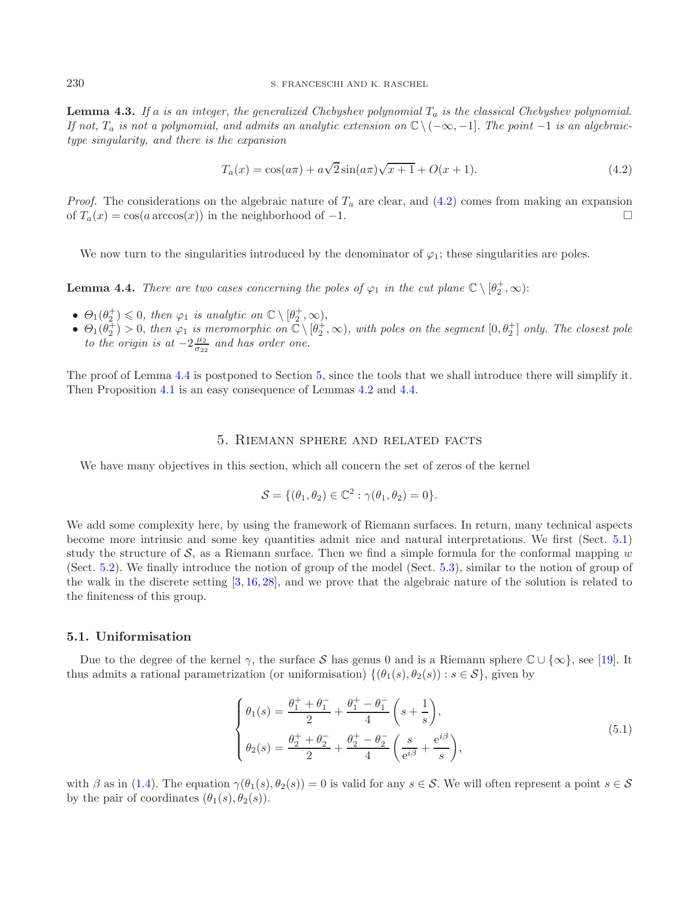**Lemma 4.3.** *If $a$ is an integer, the generalized Chebyshev polynomial $T_a$ is the classical Chebyshev polynomial. If not, $T_a$ is not a polynomial, and admits an analytic extension on $\mathbb{C}\setminus(-\infty,-1]$. The point $-1$ is an algebraic-type singularity, and there is the expansion*

$$T_a(x) = \cos(a\pi) + a\sqrt{2}\sin(a\pi)\sqrt{x+1} + O(x+1). \tag{4.2}$$

*Proof.* The considerations on the algebraic nature of $T_a$ are clear, and (4.2) comes from making an expansion of $T_a(x) = \cos(a\arccos(x))$ in the neighborhood of $-1$. $\square$

We now turn to the singularities introduced by the denominator of $\varphi_1$; these singularities are poles.

**Lemma 4.4.** *There are two cases concerning the poles of $\varphi_1$ in the cut plane $\mathbb{C}\setminus[\theta_2^+,\infty)$:*

- *$\Theta_1(\theta_2^+) \leqslant 0$, then $\varphi_1$ is analytic on $\mathbb{C}\setminus[\theta_2^+,\infty)$,*
- *$\Theta_1(\theta_2^+) > 0$, then $\varphi_1$ is meromorphic on $\mathbb{C}\setminus[\theta_2^+,\infty)$, with poles on the segment $[0,\theta_2^+]$ only. The closest pole to the origin is at $-2\frac{\mu_2}{\sigma_{22}}$ and has order one.*

The proof of Lemma 4.4 is postponed to Section 5, since the tools that we shall introduce there will simplify it. Then Proposition 4.1 is an easy consequence of Lemmas 4.2 and 4.4.

# 5. Riemann sphere and related facts

We have many objectives in this section, which all concern the set of zeros of the kernel

$$\mathcal{S} = \{(\theta_1,\theta_2)\in\mathbb{C}^2 : \gamma(\theta_1,\theta_2)=0\}.$$

We add some complexity here, by using the framework of Riemann surfaces. In return, many technical aspects become more intrinsic and some key quantities admit nice and natural interpretations. We first (Sect. 5.1) study the structure of $\mathcal{S}$, as a Riemann surface. Then we find a simple formula for the conformal mapping $w$ (Sect. 5.2). We finally introduce the notion of group of the model (Sect. 5.3), similar to the notion of group of the walk in the discrete setting [3, 16, 28], and we prove that the algebraic nature of the solution is related to the finiteness of this group.

## 5.1. Uniformisation

Due to the degree of the kernel $\gamma$, the surface $\mathcal{S}$ has genus 0 and is a Riemann sphere $\mathbb{C}\cup\{\infty\}$, see [19]. It thus admits a rational parametrization (or uniformisation) $\{(\theta_1(s),\theta_2(s)) : s\in\mathcal{S}\}$, given by

$$\begin{cases} \theta_1(s) = \dfrac{\theta_1^+ + \theta_1^-}{2} + \dfrac{\theta_1^+ - \theta_1^-}{4}\left(s + \dfrac{1}{s}\right), \\[2ex] \theta_2(s) = \dfrac{\theta_2^+ + \theta_2^-}{2} + \dfrac{\theta_2^+ - \theta_2^-}{4}\left(\dfrac{s}{\mathrm{e}^{i\beta}} + \dfrac{\mathrm{e}^{i\beta}}{s}\right), \end{cases} \tag{5.1}$$

with $\beta$ as in (1.4). The equation $\gamma(\theta_1(s),\theta_2(s)) = 0$ is valid for any $s\in\mathcal{S}$. We will often represent a point $s\in\mathcal{S}$ by the pair of coordinates $(\theta_1(s),\theta_2(s))$.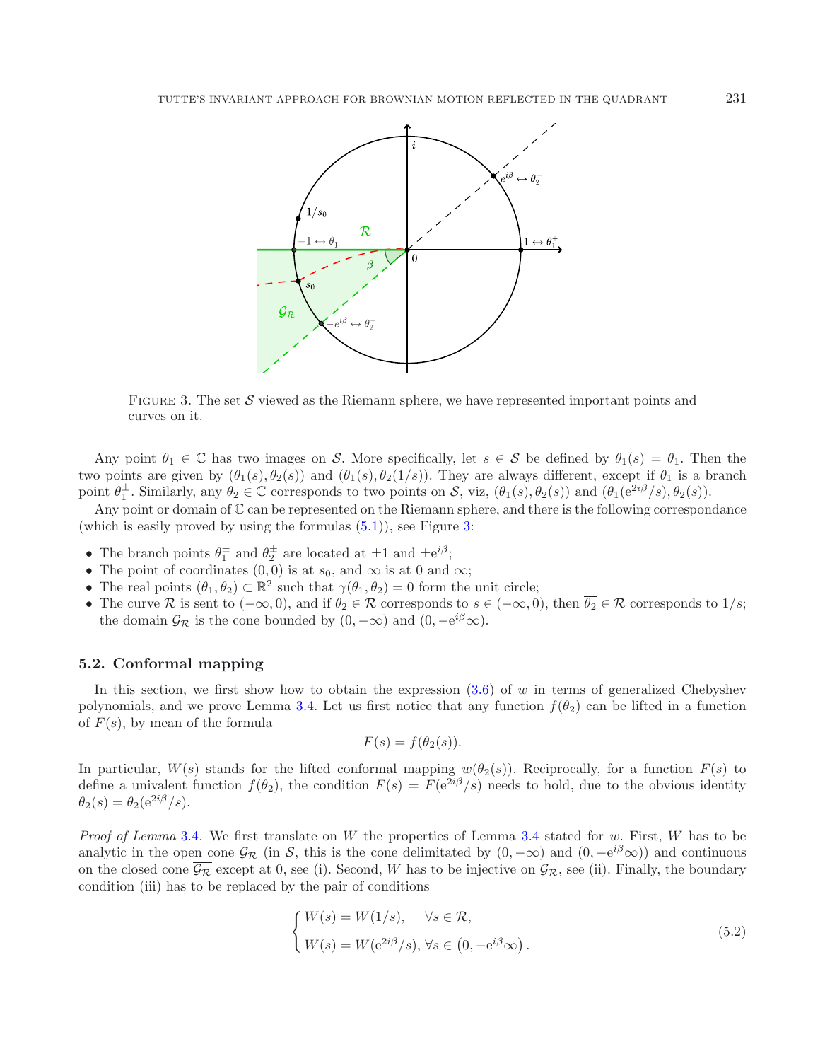FIGURE 3. The set $\mathcal{S}$ viewed as the Riemann sphere, we have represented important points and curves on it.

Any point $\theta_1 \in \mathbb{C}$ has two images on $\mathcal{S}$. More specifically, let $s \in \mathcal{S}$ be defined by $\theta_1(s) = \theta_1$. Then the two points are given by $(\theta_1(s), \theta_2(s))$ and $(\theta_1(s), \theta_2(1/s))$. They are always different, except if $\theta_1$ is a branch point $\theta_1^{\pm}$. Similarly, any $\theta_2 \in \mathbb{C}$ corresponds to two points on $\mathcal{S}$, viz, $(\theta_1(s), \theta_2(s))$ and $(\theta_1(\mathrm{e}^{2i\beta}/s), \theta_2(s))$.

Any point or domain of $\mathbb{C}$ can be represented on the Riemann sphere, and there is the following correspondance (which is easily proved by using the formulas (5.1)), see Figure 3:

- The branch points $\theta_1^{\pm}$ and $\theta_2^{\pm}$ are located at $\pm 1$ and $\pm \mathrm{e}^{i\beta}$;
- The point of coordinates $(0, 0)$ is at $s_0$, and $\infty$ is at $0$ and $\infty$;
- The real points $(\theta_1, \theta_2) \subset \mathbb{R}^2$ such that $\gamma(\theta_1, \theta_2) = 0$ form the unit circle;
- The curve $\mathcal{R}$ is sent to $(-\infty, 0)$, and if $\theta_2 \in \mathcal{R}$ corresponds to $s \in (-\infty, 0)$, then $\overline{\theta_2} \in \mathcal{R}$ corresponds to $1/s$; the domain $\mathcal{G}_{\mathcal{R}}$ is the cone bounded by $(0, -\infty)$ and $(0, -\mathrm{e}^{i\beta}\infty)$.

## 5.2. Conformal mapping

In this section, we first show how to obtain the expression (3.6) of $w$ in terms of generalized Chebyshev polynomials, and we prove Lemma 3.4. Let us first notice that any function $f(\theta_2)$ can be lifted in a function of $F(s)$, by mean of the formula

$$F(s) = f(\theta_2(s)).$$

In particular, $W(s)$ stands for the lifted conformal mapping $w(\theta_2(s))$. Reciprocally, for a function $F(s)$ to define a univalent function $f(\theta_2)$, the condition $F(s) = F(\mathrm{e}^{2i\beta}/s)$ needs to hold, due to the obvious identity $\theta_2(s) = \theta_2(\mathrm{e}^{2i\beta}/s)$.

*Proof of Lemma* 3.4. We first translate on $W$ the properties of Lemma 3.4 stated for $w$. First, $W$ has to be analytic in the open cone $\mathcal{G}_{\mathcal{R}}$ (in $\mathcal{S}$, this is the cone delimitated by $(0, -\infty)$ and $(0, -\mathrm{e}^{i\beta}\infty)$) and continuous on the closed cone $\overline{\mathcal{G}_{\mathcal{R}}}$ except at 0, see (i). Second, $W$ has to be injective on $\mathcal{G}_{\mathcal{R}}$, see (ii). Finally, the boundary condition (iii) has to be replaced by the pair of conditions

$$\begin{cases} W(s) = W(1/s), & \forall s \in \mathcal{R}, \\ W(s) = W(\mathrm{e}^{2i\beta}/s), & \forall s \in \left(0, -\mathrm{e}^{i\beta}\infty\right). \end{cases} \tag{5.2}$$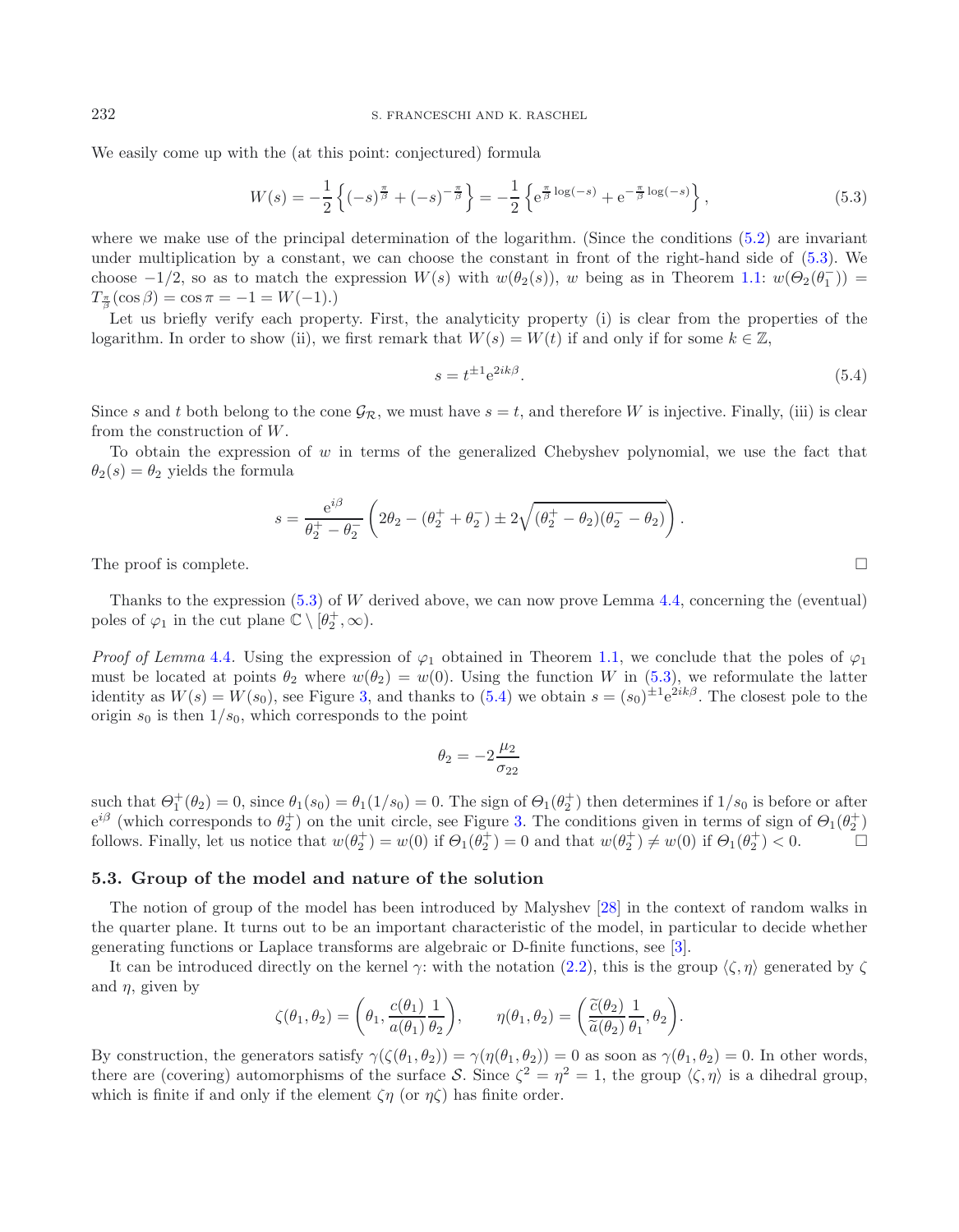We easily come up with the (at this point: conjectured) formula

$$W(s) = -\frac{1}{2}\left\{(-s)^{\frac{\pi}{\beta}} + (-s)^{-\frac{\pi}{\beta}}\right\} = -\frac{1}{2}\left\{\mathrm{e}^{\frac{\pi}{\beta}\log(-s)} + \mathrm{e}^{-\frac{\pi}{\beta}\log(-s)}\right\}, \tag{5.3}$$

where we make use of the principal determination of the logarithm. (Since the conditions (5.2) are invariant under multiplication by a constant, we can choose the constant in front of the right-hand side of (5.3). We choose $-1/2$, so as to match the expression $W(s)$ with $w(\theta_2(s))$, $w$ being as in Theorem 1.1: $w(\Theta_2(\theta_1^-)) = T_{\frac{\pi}{\beta}}(\cos\beta) = \cos\pi = -1 = W(-1)$.)

Let us briefly verify each property. First, the analyticity property (i) is clear from the properties of the logarithm. In order to show (ii), we first remark that $W(s) = W(t)$ if and only if for some $k \in \mathbb{Z}$,

$$s = t^{\pm 1}\mathrm{e}^{2ik\beta}. \tag{5.4}$$

Since $s$ and $t$ both belong to the cone $\mathcal{G}_{\mathcal{R}}$, we must have $s = t$, and therefore $W$ is injective. Finally, (iii) is clear from the construction of $W$.

To obtain the expression of $w$ in terms of the generalized Chebyshev polynomial, we use the fact that $\theta_2(s) = \theta_2$ yields the formula

$$s = \frac{\mathrm{e}^{i\beta}}{\theta_2^+ - \theta_2^-}\left(2\theta_2 - (\theta_2^+ + \theta_2^-) \pm 2\sqrt{(\theta_2^+ - \theta_2)(\theta_2^- - \theta_2)}\right).$$

The proof is complete. □

Thanks to the expression (5.3) of $W$ derived above, we can now prove Lemma 4.4, concerning the (eventual) poles of $\varphi_1$ in the cut plane $\mathbb{C}\setminus[\theta_2^+, \infty)$.

*Proof of Lemma* 4.4. Using the expression of $\varphi_1$ obtained in Theorem 1.1, we conclude that the poles of $\varphi_1$ must be located at points $\theta_2$ where $w(\theta_2) = w(0)$. Using the function $W$ in (5.3), we reformulate the latter identity as $W(s) = W(s_0)$, see Figure 3, and thanks to (5.4) we obtain $s = (s_0)^{\pm 1}\mathrm{e}^{2ik\beta}$. The closest pole to the origin $s_0$ is then $1/s_0$, which corresponds to the point

$$\theta_2 = -2\frac{\mu_2}{\sigma_{22}}$$

such that $\Theta_1^+(\theta_2) = 0$, since $\theta_1(s_0) = \theta_1(1/s_0) = 0$. The sign of $\Theta_1(\theta_2^+)$ then determines if $1/s_0$ is before or after $\mathrm{e}^{i\beta}$ (which corresponds to $\theta_2^+$) on the unit circle, see Figure 3. The conditions given in terms of sign of $\Theta_1(\theta_2^+)$ follows. Finally, let us notice that $w(\theta_2^+) = w(0)$ if $\Theta_1(\theta_2^+) = 0$ and that $w(\theta_2^+) \neq w(0)$ if $\Theta_1(\theta_2^+) < 0$. □

### 5.3. Group of the model and nature of the solution

The notion of group of the model has been introduced by Malyshev [28] in the context of random walks in the quarter plane. It turns out to be an important characteristic of the model, in particular to decide whether generating functions or Laplace transforms are algebraic or D-finite functions, see [3].

It can be introduced directly on the kernel $\gamma$: with the notation (2.2), this is the group $\langle\zeta, \eta\rangle$ generated by $\zeta$ and $\eta$, given by

$$\zeta(\theta_1, \theta_2) = \left(\theta_1, \frac{c(\theta_1)}{a(\theta_1)}\frac{1}{\theta_2}\right), \qquad \eta(\theta_1, \theta_2) = \left(\frac{\widetilde{c}(\theta_2)}{\widetilde{a}(\theta_2)}\frac{1}{\theta_1}, \theta_2\right).$$

By construction, the generators satisfy $\gamma(\zeta(\theta_1, \theta_2)) = \gamma(\eta(\theta_1, \theta_2)) = 0$ as soon as $\gamma(\theta_1, \theta_2) = 0$. In other words, there are (covering) automorphisms of the surface $\mathcal{S}$. Since $\zeta^2 = \eta^2 = 1$, the group $\langle\zeta, \eta\rangle$ is a dihedral group, which is finite if and only if the element $\zeta\eta$ (or $\eta\zeta$) has finite order.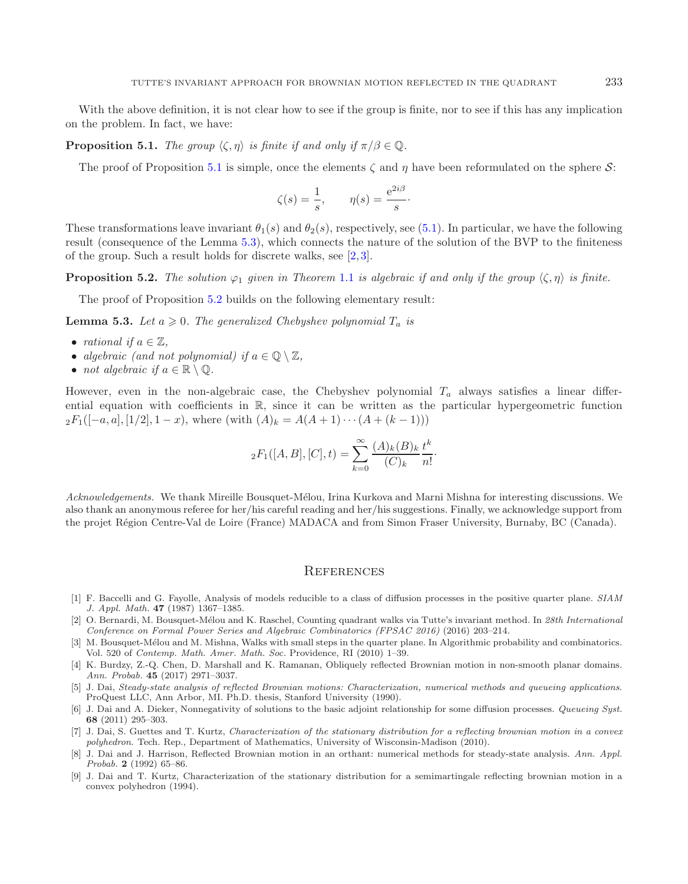With the above definition, it is not clear how to see if the group is finite, nor to see if this has any implication on the problem. In fact, we have:

**Proposition 5.1.** *The group $\langle \zeta, \eta \rangle$ is finite if and only if $\pi/\beta \in \mathbb{Q}$.*

The proof of Proposition 5.1 is simple, once the elements $\zeta$ and $\eta$ have been reformulated on the sphere $\mathcal{S}$:

$$\zeta(s) = \frac{1}{s}, \qquad \eta(s) = \frac{\mathrm{e}^{2i\beta}}{s}\cdot$$

These transformations leave invariant $\theta_1(s)$ and $\theta_2(s)$, respectively, see (5.1). In particular, we have the following result (consequence of the Lemma 5.3), which connects the nature of the solution of the BVP to the finiteness of the group. Such a result holds for discrete walks, see [2, 3].

**Proposition 5.2.** *The solution $\varphi_1$ given in Theorem 1.1 is algebraic if and only if the group $\langle \zeta, \eta \rangle$ is finite.*

The proof of Proposition 5.2 builds on the following elementary result:

**Lemma 5.3.** *Let $a \geqslant 0$. The generalized Chebyshev polynomial $T_a$ is*

- *rational if $a \in \mathbb{Z}$,*
- *algebraic (and not polynomial) if $a \in \mathbb{Q} \setminus \mathbb{Z}$,*
- *not algebraic if $a \in \mathbb{R} \setminus \mathbb{Q}$.*

However, even in the non-algebraic case, the Chebyshev polynomial $T_a$ always satisfies a linear differential equation with coefficients in $\mathbb{R}$, since it can be written as the particular hypergeometric function ${}_2F_1([-a, a], [1/2], 1 - x)$, where (with $(A)_k = A(A + 1) \cdots (A + (k - 1))$)

$${}_2F_1([A, B], [C], t) = \sum_{k=0}^{\infty} \frac{(A)_k (B)_k}{(C)_k} \frac{t^k}{n!}\cdot$$

*Acknowledgements.* We thank Mireille Bousquet-Mélou, Irina Kurkova and Marni Mishna for interesting discussions. We also thank an anonymous referee for her/his careful reading and her/his suggestions. Finally, we acknowledge support from the projet Région Centre-Val de Loire (France) MADACA and from Simon Fraser University, Burnaby, BC (Canada).

## References

[1] F. Baccelli and G. Fayolle, Analysis of models reducible to a class of diffusion processes in the positive quarter plane. *SIAM J. Appl. Math.* **47** (1987) 1367–1385.

[2] O. Bernardi, M. Bousquet-Mélou and K. Raschel, Counting quadrant walks via Tutte's invariant method. In *28th International Conference on Formal Power Series and Algebraic Combinatorics (FPSAC 2016)* (2016) 203–214.

[3] M. Bousquet-Mélou and M. Mishna, Walks with small steps in the quarter plane. In Algorithmic probability and combinatorics. Vol. 520 of *Contemp. Math. Amer. Math. Soc.* Providence, RI (2010) 1–39.

[4] K. Burdzy, Z.-Q. Chen, D. Marshall and K. Ramanan, Obliquely reflected Brownian motion in non-smooth planar domains. *Ann. Probab.* **45** (2017) 2971–3037.

[5] J. Dai, *Steady-state analysis of reflected Brownian motions: Characterization, numerical methods and queueing applications.* ProQuest LLC, Ann Arbor, MI. Ph.D. thesis, Stanford University (1990).

[6] J. Dai and A. Dieker, Nonnegativity of solutions to the basic adjoint relationship for some diffusion processes. *Queueing Syst.* **68** (2011) 295–303.

[7] J. Dai, S. Guettes and T. Kurtz, *Characterization of the stationary distribution for a reflecting brownian motion in a convex polyhedron.* Tech. Rep., Department of Mathematics, University of Wisconsin-Madison (2010).

[8] J. Dai and J. Harrison, Reflected Brownian motion in an orthant: numerical methods for steady-state analysis. *Ann. Appl. Probab.* **2** (1992) 65–86.

[9] J. Dai and T. Kurtz, Characterization of the stationary distribution for a semimartingale reflecting brownian motion in a convex polyhedron (1994).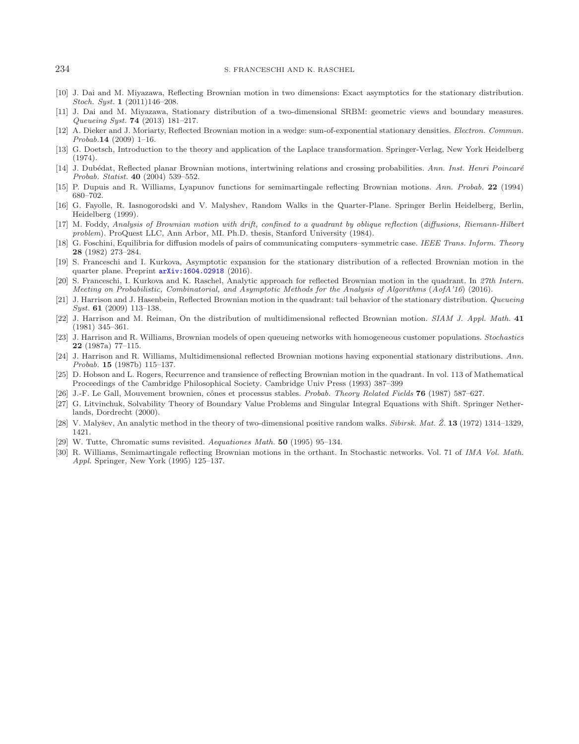[10] J. Dai and M. Miyazawa, Reflecting Brownian motion in two dimensions: Exact asymptotics for the stationary distribution. *Stoch. Syst.* **1** (2011)146–208.

[11] J. Dai and M. Miyazawa, Stationary distribution of a two-dimensional SRBM: geometric views and boundary measures. *Queueing Syst.* **74** (2013) 181–217.

[12] A. Dieker and J. Moriarty, Reflected Brownian motion in a wedge: sum-of-exponential stationary densities. *Electron. Commun. Probab.***14** (2009) 1–16.

[13] G. Doetsch, Introduction to the theory and application of the Laplace transformation. Springer-Verlag, New York Heidelberg (1974).

[14] J. Dubédat, Reflected planar Brownian motions, intertwining relations and crossing probabilities. *Ann. Inst. Henri Poincaré Probab. Statist.* **40** (2004) 539–552.

[15] P. Dupuis and R. Williams, Lyapunov functions for semimartingale reflecting Brownian motions. *Ann. Probab.* **22** (1994) 680–702.

[16] G. Fayolle, R. Iasnogorodski and V. Malyshev, Random Walks in the Quarter-Plane. Springer Berlin Heidelberg, Berlin, Heidelberg (1999).

[17] M. Foddy, *Analysis of Brownian motion with drift, confined to a quadrant by oblique reflection* (*diffusions, Riemann-Hilbert problem*). ProQuest LLC, Ann Arbor, MI. Ph.D. thesis, Stanford University (1984).

[18] G. Foschini, Equilibria for diffusion models of pairs of communicating computers–symmetric case. *IEEE Trans. Inform. Theory* **28** (1982) 273–284.

[19] S. Franceschi and I. Kurkova, Asymptotic expansion for the stationary distribution of a reflected Brownian motion in the quarter plane. Preprint arXiv:1604.02918 (2016).

[20] S. Franceschi, I. Kurkova and K. Raschel, Analytic approach for reflected Brownian motion in the quadrant. In *27th Intern. Meeting on Probabilistic, Combinatorial, and Asymptotic Methods for the Analysis of Algorithms* (*AofA'16*) (2016).

[21] J. Harrison and J. Hasenbein, Reflected Brownian motion in the quadrant: tail behavior of the stationary distribution. *Queueing Syst.* **61** (2009) 113–138.

[22] J. Harrison and M. Reiman, On the distribution of multidimensional reflected Brownian motion. *SIAM J. Appl. Math.* **41** (1981) 345–361.

[23] J. Harrison and R. Williams, Brownian models of open queueing networks with homogeneous customer populations. *Stochastics* **22** (1987a) 77–115.

[24] J. Harrison and R. Williams, Multidimensional reflected Brownian motions having exponential stationary distributions. *Ann. Probab.* **15** (1987b) 115–137.

[25] D. Hobson and L. Rogers, Recurrence and transience of reflecting Brownian motion in the quadrant. In vol. 113 of Mathematical Proceedings of the Cambridge Philosophical Society. Cambridge Univ Press (1993) 387–399

[26] J.-F. Le Gall, Mouvement brownien, cônes et processus stables. *Probab. Theory Related Fields* **76** (1987) 587–627.

[27] G. Litvinchuk, Solvability Theory of Boundary Value Problems and Singular Integral Equations with Shift. Springer Netherlands, Dordrecht (2000).

[28] V. Malyšev, An analytic method in the theory of two-dimensional positive random walks. *Sibirsk. Mat. Ž.* **13** (1972) 1314–1329, 1421.

[29] W. Tutte, Chromatic sums revisited. *Aequationes Math.* **50** (1995) 95–134.

[30] R. Williams, Semimartingale reflecting Brownian motions in the orthant. In Stochastic networks. Vol. 71 of *IMA Vol. Math. Appl.* Springer, New York (1995) 125–137.